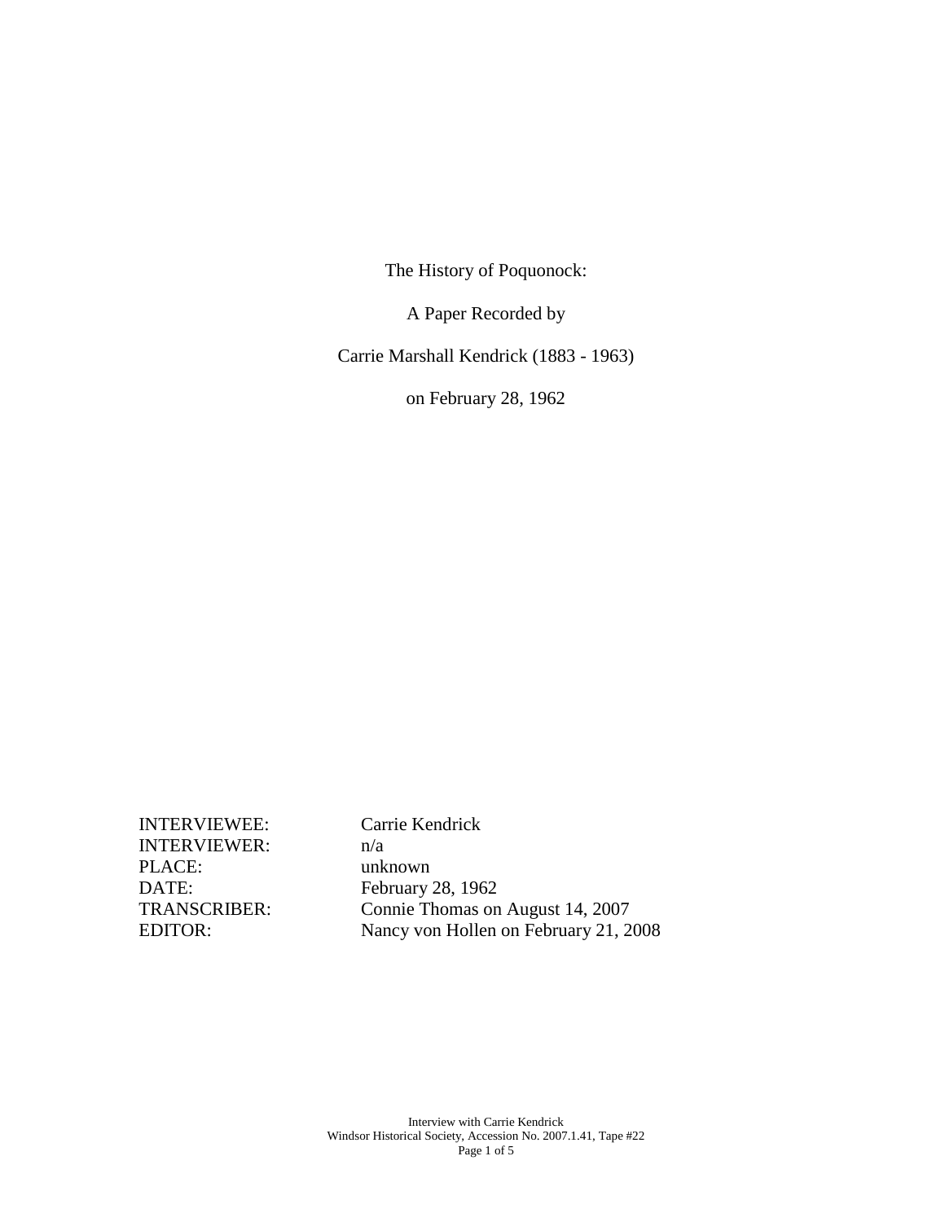The History of Poquonock:

A Paper Recorded by

Carrie Marshall Kendrick (1883 - 1963)

on February 28, 1962

| | |
|---|---|
| INTERVIEWEE: | Carrie Kendrick |
| INTERVIEWER: | n/a |
| PLACE: | unknown |
| DATE: | February 28, 1962 |
| TRANSCRIBER: | Connie Thomas on August 14, 2007 |
| EDITOR: | Nancy von Hollen on February 21, 2008 |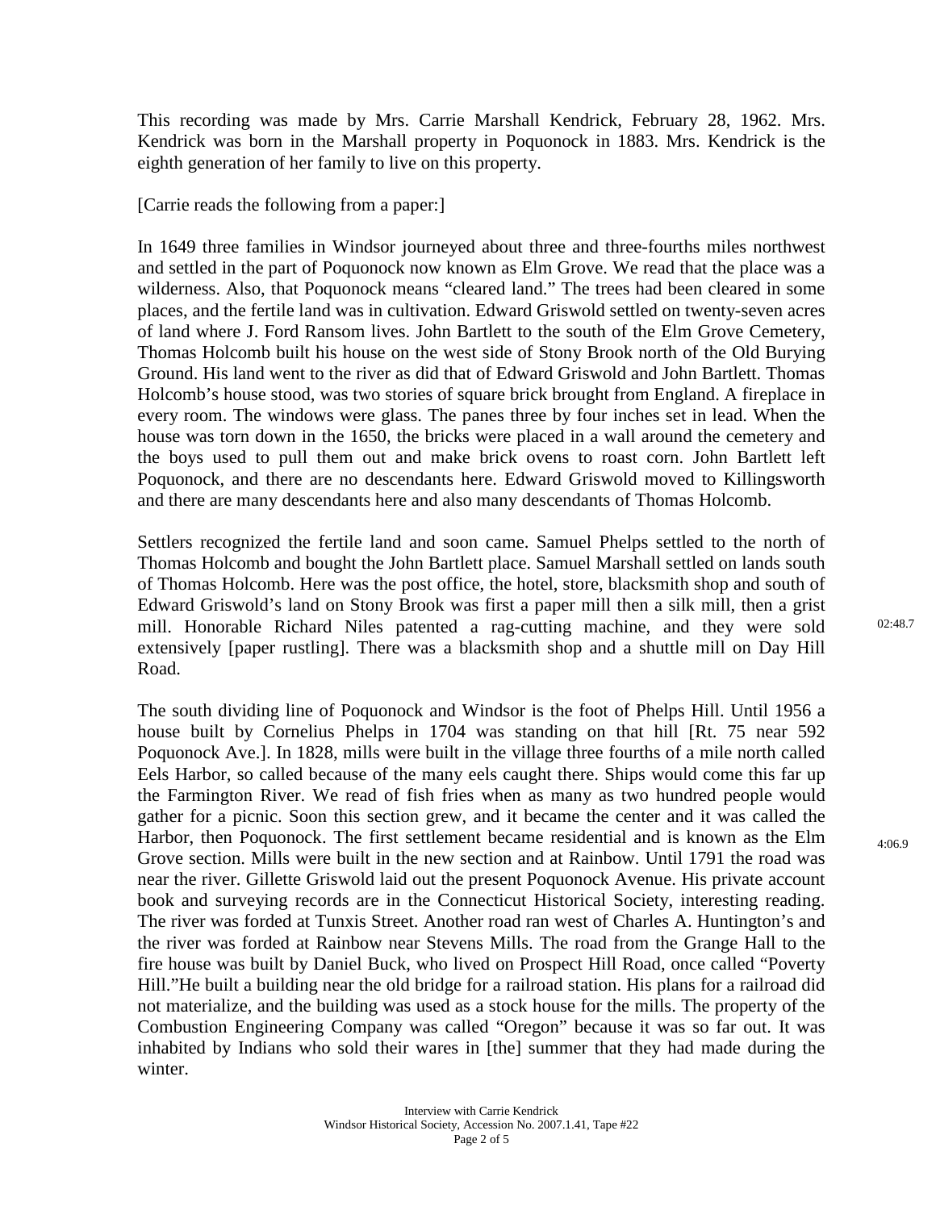This recording was made by Mrs. Carrie Marshall Kendrick, February 28, 1962. Mrs. Kendrick was born in the Marshall property in Poquonock in 1883. Mrs. Kendrick is the eighth generation of her family to live on this property.

[Carrie reads the following from a paper:]

In 1649 three families in Windsor journeyed about three and three-fourths miles northwest and settled in the part of Poquonock now known as Elm Grove. We read that the place was a wilderness. Also, that Poquonock means "cleared land." The trees had been cleared in some places, and the fertile land was in cultivation. Edward Griswold settled on twenty-seven acres of land where J. Ford Ransom lives. John Bartlett to the south of the Elm Grove Cemetery, Thomas Holcomb built his house on the west side of Stony Brook north of the Old Burying Ground. His land went to the river as did that of Edward Griswold and John Bartlett. Thomas Holcomb's house stood, was two stories of square brick brought from England. A fireplace in every room. The windows were glass. The panes three by four inches set in lead. When the house was torn down in the 1650, the bricks were placed in a wall around the cemetery and the boys used to pull them out and make brick ovens to roast corn. John Bartlett left Poquonock, and there are no descendants here. Edward Griswold moved to Killingsworth and there are many descendants here and also many descendants of Thomas Holcomb.

Settlers recognized the fertile land and soon came. Samuel Phelps settled to the north of Thomas Holcomb and bought the John Bartlett place. Samuel Marshall settled on lands south of Thomas Holcomb. Here was the post office, the hotel, store, blacksmith shop and south of Edward Griswold's land on Stony Brook was first a paper mill then a silk mill, then a grist mill. Honorable Richard Niles patented a rag-cutting machine, and they were sold extensively [paper rustling]. There was a blacksmith shop and a shuttle mill on Day Hill Road. 02:48.7

The south dividing line of Poquonock and Windsor is the foot of Phelps Hill. Until 1956 a house built by Cornelius Phelps in 1704 was standing on that hill [Rt. 75 near 592 Poquonock Ave.]. In 1828, mills were built in the village three fourths of a mile north called Eels Harbor, so called because of the many eels caught there. Ships would come this far up the Farmington River. We read of fish fries when as many as two hundred people would gather for a picnic. Soon this section grew, and it became the center and it was called the Harbor, then Poquonock. The first settlement became residential and is known as the Elm Grove section. Mills were built in the new section and at Rainbow. Until 1791 the road was near the river. Gillette Griswold laid out the present Poquonock Avenue. His private account book and surveying records are in the Connecticut Historical Society, interesting reading. The river was forded at Tunxis Street. Another road ran west of Charles A. Huntington's and the river was forded at Rainbow near Stevens Mills. The road from the Grange Hall to the fire house was built by Daniel Buck, who lived on Prospect Hill Road, once called "Poverty Hill." He built a building near the old bridge for a railroad station. His plans for a railroad did not materialize, and the building was used as a stock house for the mills. The property of the Combustion Engineering Company was called "Oregon" because it was so far out. It was inhabited by Indians who sold their wares in [the] summer that they had made during the winter. 4:06.9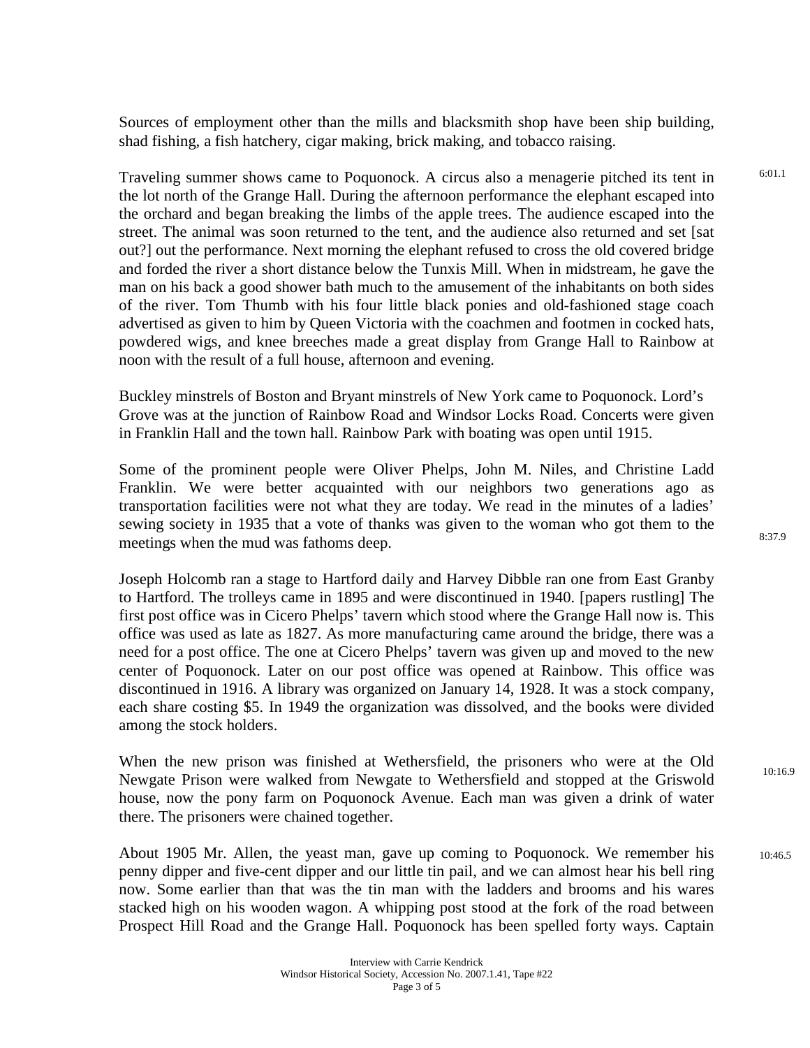Sources of employment other than the mills and blacksmith shop have been ship building, shad fishing, a fish hatchery, cigar making, brick making, and tobacco raising.

6:01.1

Traveling summer shows came to Poquonock. A circus also a menagerie pitched its tent in the lot north of the Grange Hall. During the afternoon performance the elephant escaped into the orchard and began breaking the limbs of the apple trees. The audience escaped into the street. The animal was soon returned to the tent, and the audience also returned and set [sat out?] out the performance. Next morning the elephant refused to cross the old covered bridge and forded the river a short distance below the Tunxis Mill. When in midstream, he gave the man on his back a good shower bath much to the amusement of the inhabitants on both sides of the river. Tom Thumb with his four little black ponies and old-fashioned stage coach advertised as given to him by Queen Victoria with the coachmen and footmen in cocked hats, powdered wigs, and knee breeches made a great display from Grange Hall to Rainbow at noon with the result of a full house, afternoon and evening.

Buckley minstrels of Boston and Bryant minstrels of New York came to Poquonock. Lord's Grove was at the junction of Rainbow Road and Windsor Locks Road. Concerts were given in Franklin Hall and the town hall. Rainbow Park with boating was open until 1915.

Some of the prominent people were Oliver Phelps, John M. Niles, and Christine Ladd Franklin. We were better acquainted with our neighbors two generations ago as transportation facilities were not what they are today. We read in the minutes of a ladies' sewing society in 1935 that a vote of thanks was given to the woman who got them to the meetings when the mud was fathoms deep.

8:37.9

Joseph Holcomb ran a stage to Hartford daily and Harvey Dibble ran one from East Granby to Hartford. The trolleys came in 1895 and were discontinued in 1940. [papers rustling] The first post office was in Cicero Phelps' tavern which stood where the Grange Hall now is. This office was used as late as 1827. As more manufacturing came around the bridge, there was a need for a post office. The one at Cicero Phelps' tavern was given up and moved to the new center of Poquonock. Later on our post office was opened at Rainbow. This office was discontinued in 1916. A library was organized on January 14, 1928. It was a stock company, each share costing $5. In 1949 the organization was dissolved, and the books were divided among the stock holders.

10:16.9

When the new prison was finished at Wethersfield, the prisoners who were at the Old Newgate Prison were walked from Newgate to Wethersfield and stopped at the Griswold house, now the pony farm on Poquonock Avenue. Each man was given a drink of water there. The prisoners were chained together.

10:46.5

About 1905 Mr. Allen, the yeast man, gave up coming to Poquonock. We remember his penny dipper and five-cent dipper and our little tin pail, and we can almost hear his bell ring now. Some earlier than that was the tin man with the ladders and brooms and his wares stacked high on his wooden wagon. A whipping post stood at the fork of the road between Prospect Hill Road and the Grange Hall. Poquonock has been spelled forty ways. Captain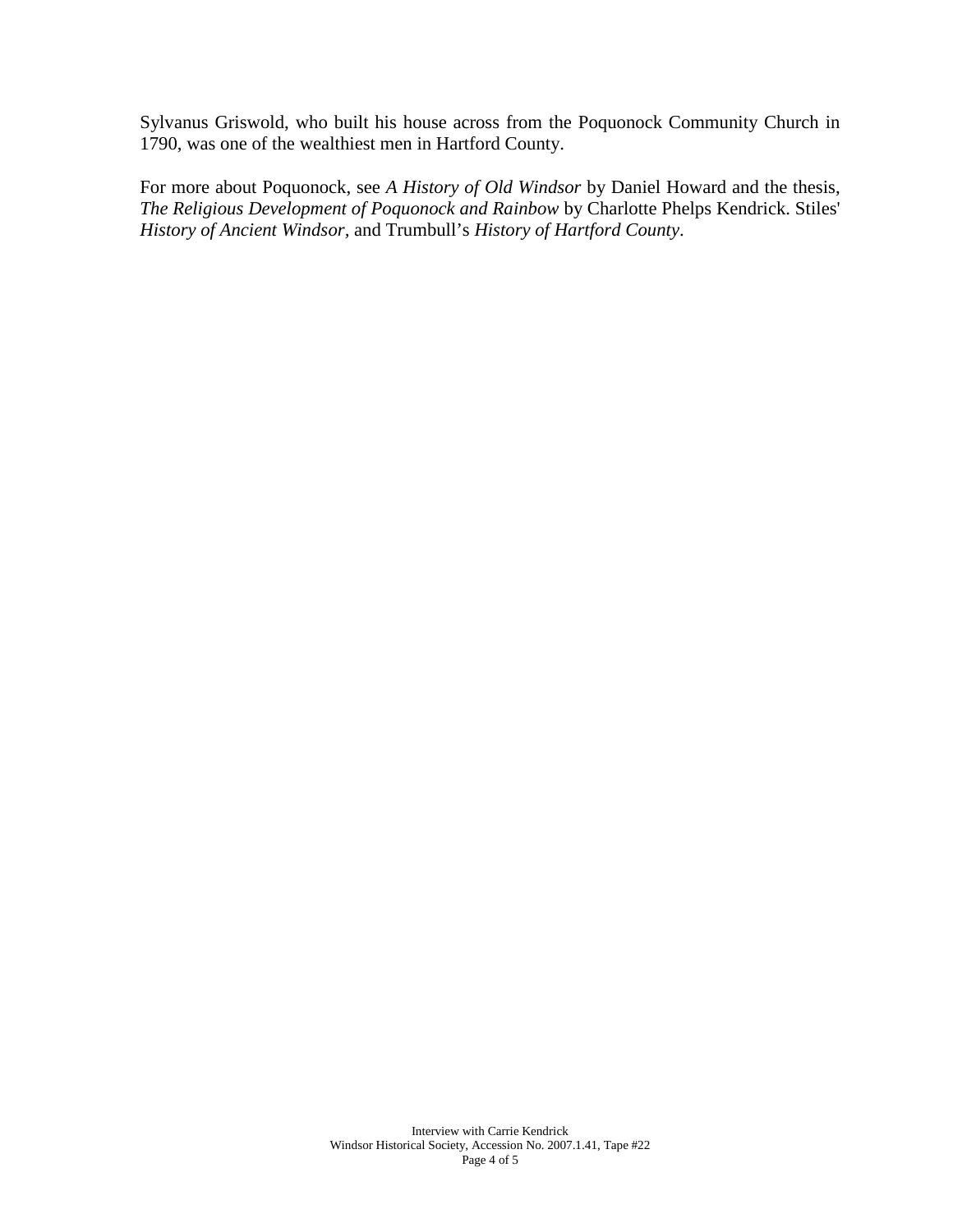Sylvanus Griswold, who built his house across from the Poquonock Community Church in 1790, was one of the wealthiest men in Hartford County.

For more about Poquonock, see *A History of Old Windsor* by Daniel Howard and the thesis, *The Religious Development of Poquonock and Rainbow* by Charlotte Phelps Kendrick. Stiles' *History of Ancient Windsor,* and Trumbull's *History of Hartford County*.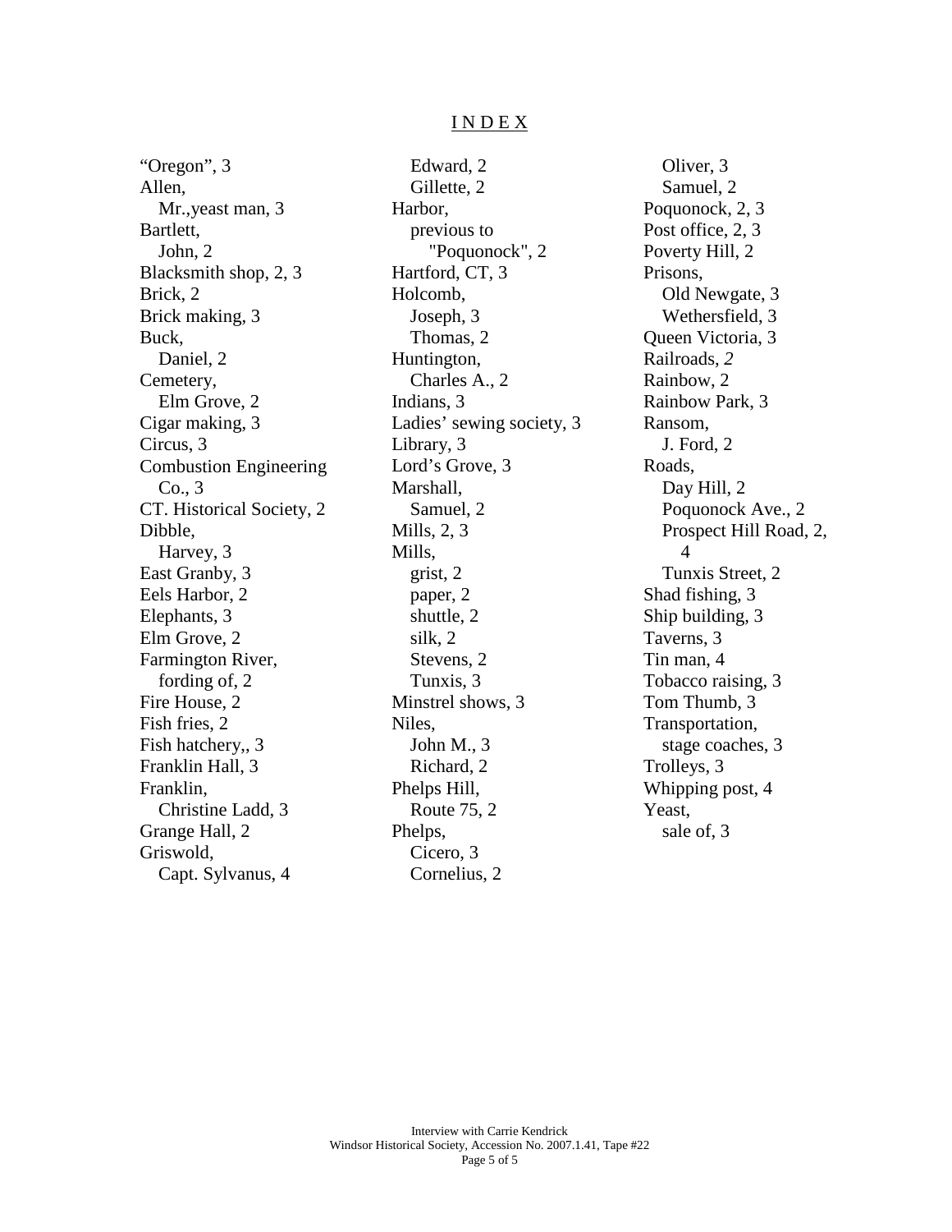# INDEX

"Oregon", 3
Allen,
  Mr.,yeast man, 3
Bartlett,
  John, 2
Blacksmith shop, 2, 3
Brick, 2
Brick making, 3
Buck,
  Daniel, 2
Cemetery,
  Elm Grove, 2
Cigar making, 3
Circus, 3
Combustion Engineering Co., 3
CT. Historical Society, 2
Dibble,
  Harvey, 3
East Granby, 3
Eels Harbor, 2
Elephants, 3
Elm Grove, 2
Farmington River,
  fording of, 2
Fire House, 2
Fish fries, 2
Fish hatchery,, 3
Franklin Hall, 3
Franklin,
  Christine Ladd, 3
Grange Hall, 2
Griswold,
  Capt. Sylvanus, 4
  Edward, 2
  Gillette, 2
Harbor,
  previous to "Poquonock", 2
Hartford, CT, 3
Holcomb,
  Joseph, 3
  Thomas, 2
Huntington,
  Charles A., 2
Indians, 3
Ladies' sewing society, 3
Library, 3
Lord's Grove, 3
Marshall,
  Samuel, 2
Mills, 2, 3
Mills,
  grist, 2
  paper, 2
  shuttle, 2
  silk, 2
  Stevens, 2
  Tunxis, 3
Minstrel shows, 3
Niles,
  John M., 3
  Richard, 2
Phelps Hill,
  Route 75, 2
Phelps,
  Cicero, 3
  Cornelius, 2
  Oliver, 3
  Samuel, 2
Poquonock, 2, 3
Post office, 2, 3
Poverty Hill, 2
Prisons,
  Old Newgate, 3
  Wethersfield, 3
Queen Victoria, 3
Railroads, *2*
Rainbow, 2
Rainbow Park, 3
Ransom,
  J. Ford, 2
Roads,
  Day Hill, 2
  Poquonock Ave., 2
  Prospect Hill Road, 2, 4
  Tunxis Street, 2
Shad fishing, 3
Ship building, 3
Taverns, 3
Tin man, 4
Tobacco raising, 3
Tom Thumb, 3
Transportation,
  stage coaches, 3
Trolleys, 3
Whipping post, 4
Yeast,
  sale of, 3